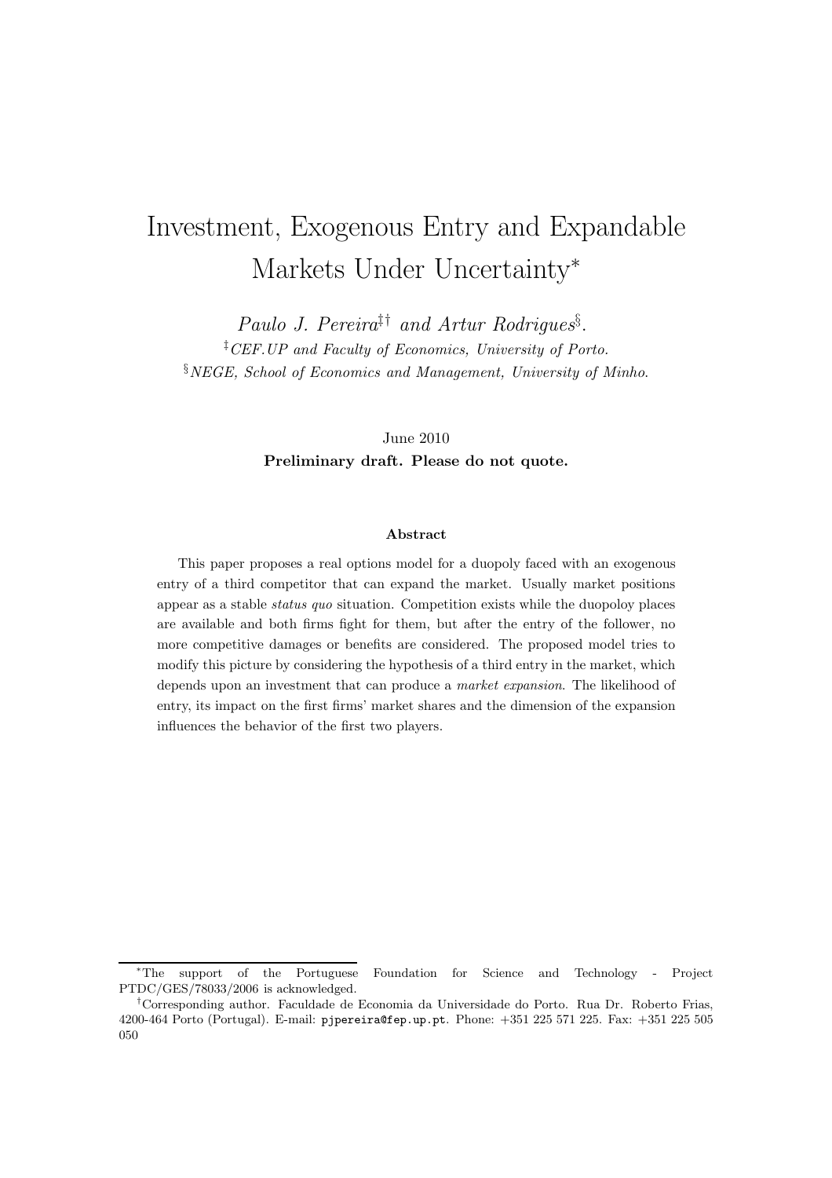# Investment, Exogenous Entry and Expandable Markets Under Uncertainty[*]

*Paulo J. Pereira*[‡†] *and Artur Rodrigues*[§].

[‡]*CEF.UP and Faculty of Economics, University of Porto.*

[§]*NEGE, School of Economics and Management, University of Minho.*

June 2010

**Preliminary draft. Please do not quote.**

### Abstract

This paper proposes a real options model for a duopoly faced with an exogenous entry of a third competitor that can expand the market. Usually market positions appear as a stable *status quo* situation. Competition exists while the duopoloy places are available and both firms fight for them, but after the entry of the follower, no more competitive damages or benefits are considered. The proposed model tries to modify this picture by considering the hypothesis of a third entry in the market, which depends upon an investment that can produce a *market expansion*. The likelihood of entry, its impact on the first firms' market shares and the dimension of the expansion influences the behavior of the first two players.

---

[*]The support of the Portuguese Foundation for Science and Technology - Project PTDC/GES/78033/2006 is acknowledged.

[†]Corresponding author. Faculdade de Economia da Universidade do Porto. Rua Dr. Roberto Frias, 4200-464 Porto (Portugal). E-mail: pjpereira@fep.up.pt. Phone: +351 225 571 225. Fax: +351 225 505 050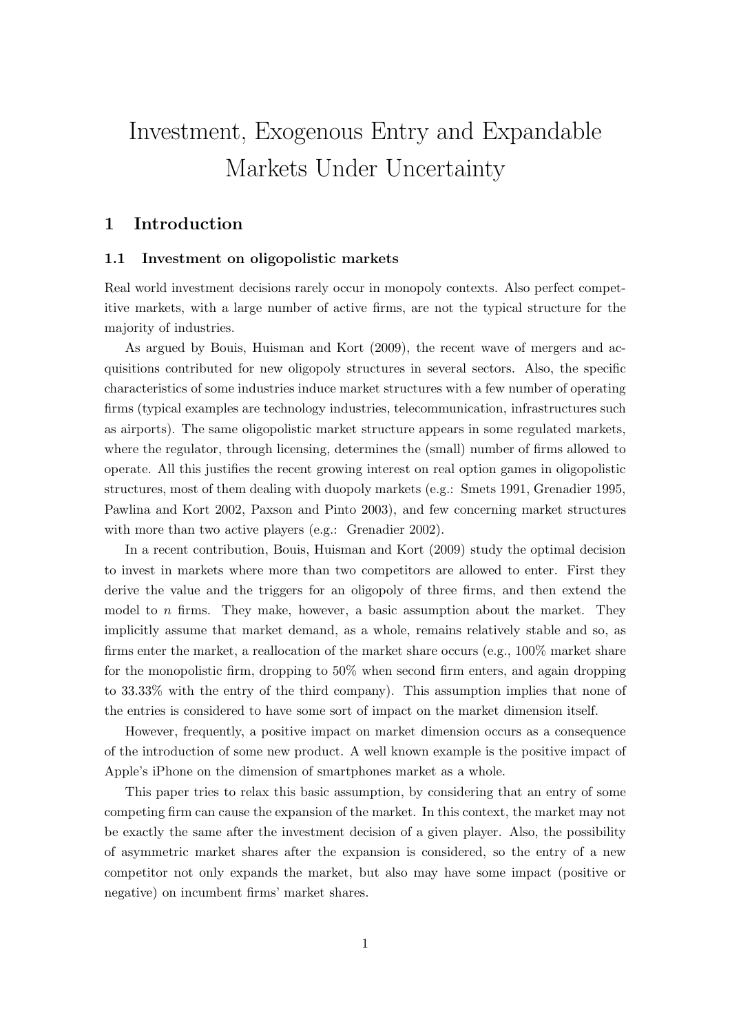# Investment, Exogenous Entry and Expandable Markets Under Uncertainty

## 1 Introduction

### 1.1 Investment on oligopolistic markets

Real world investment decisions rarely occur in monopoly contexts. Also perfect competitive markets, with a large number of active firms, are not the typical structure for the majority of industries.

As argued by Bouis, Huisman and Kort (2009), the recent wave of mergers and acquisitions contributed for new oligopoly structures in several sectors. Also, the specific characteristics of some industries induce market structures with a few number of operating firms (typical examples are technology industries, telecommunication, infrastructures such as airports). The same oligopolistic market structure appears in some regulated markets, where the regulator, through licensing, determines the (small) number of firms allowed to operate. All this justifies the recent growing interest on real option games in oligopolistic structures, most of them dealing with duopoly markets (e.g.: Smets 1991, Grenadier 1995, Pawlina and Kort 2002, Paxson and Pinto 2003), and few concerning market structures with more than two active players (e.g.: Grenadier 2002).

In a recent contribution, Bouis, Huisman and Kort (2009) study the optimal decision to invest in markets where more than two competitors are allowed to enter. First they derive the value and the triggers for an oligopoly of three firms, and then extend the model to $n$ firms. They make, however, a basic assumption about the market. They implicitly assume that market demand, as a whole, remains relatively stable and so, as firms enter the market, a reallocation of the market share occurs (e.g., 100% market share for the monopolistic firm, dropping to 50% when second firm enters, and again dropping to 33.33% with the entry of the third company). This assumption implies that none of the entries is considered to have some sort of impact on the market dimension itself.

However, frequently, a positive impact on market dimension occurs as a consequence of the introduction of some new product. A well known example is the positive impact of Apple's iPhone on the dimension of smartphones market as a whole.

This paper tries to relax this basic assumption, by considering that an entry of some competing firm can cause the expansion of the market. In this context, the market may not be exactly the same after the investment decision of a given player. Also, the possibility of asymmetric market shares after the expansion is considered, so the entry of a new competitor not only expands the market, but also may have some impact (positive or negative) on incumbent firms' market shares.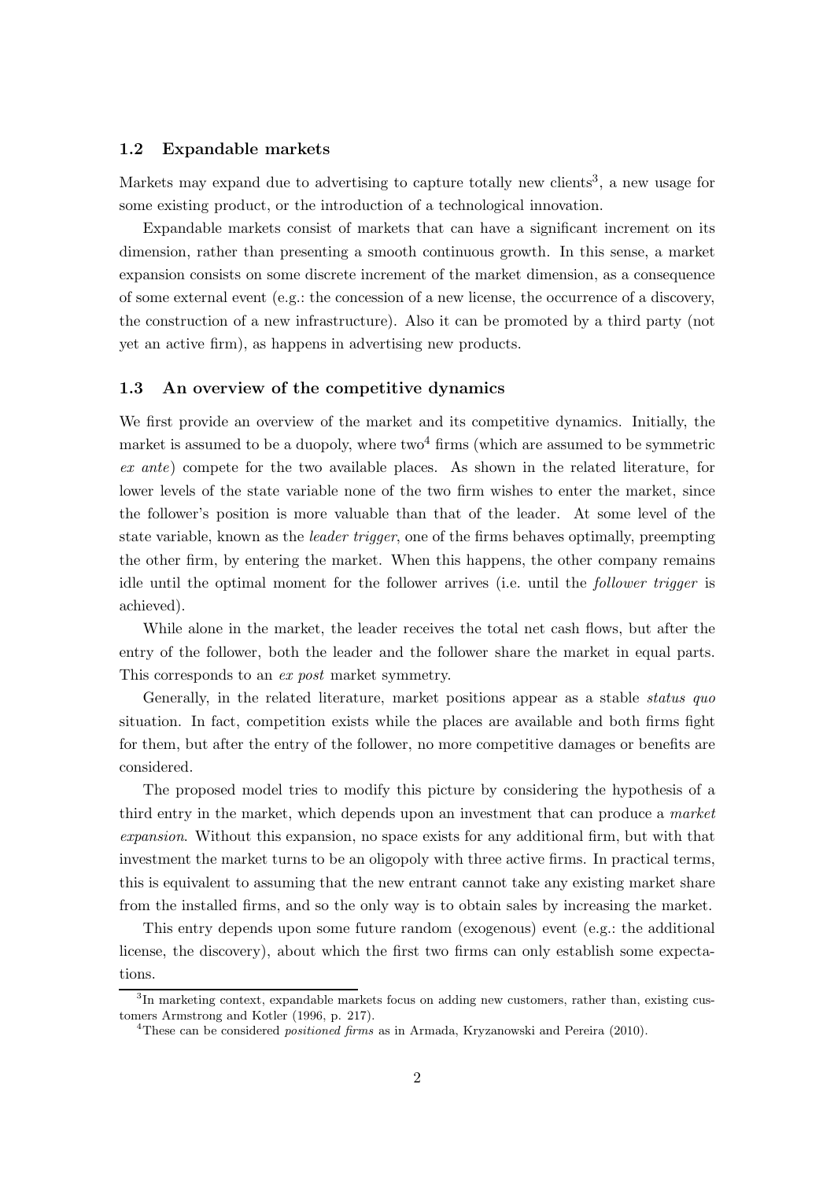### 1.2 Expandable markets

Markets may expand due to advertising to capture totally new clients[3], a new usage for some existing product, or the introduction of a technological innovation.

Expandable markets consist of markets that can have a significant increment on its dimension, rather than presenting a smooth continuous growth. In this sense, a market expansion consists on some discrete increment of the market dimension, as a consequence of some external event (e.g.: the concession of a new license, the occurrence of a discovery, the construction of a new infrastructure). Also it can be promoted by a third party (not yet an active firm), as happens in advertising new products.

### 1.3 An overview of the competitive dynamics

We first provide an overview of the market and its competitive dynamics. Initially, the market is assumed to be a duopoly, where two[4] firms (which are assumed to be symmetric *ex ante*) compete for the two available places. As shown in the related literature, for lower levels of the state variable none of the two firm wishes to enter the market, since the follower's position is more valuable than that of the leader. At some level of the state variable, known as the *leader trigger*, one of the firms behaves optimally, preempting the other firm, by entering the market. When this happens, the other company remains idle until the optimal moment for the follower arrives (i.e. until the *follower trigger* is achieved).

While alone in the market, the leader receives the total net cash flows, but after the entry of the follower, both the leader and the follower share the market in equal parts. This corresponds to an *ex post* market symmetry.

Generally, in the related literature, market positions appear as a stable *status quo* situation. In fact, competition exists while the places are available and both firms fight for them, but after the entry of the follower, no more competitive damages or benefits are considered.

The proposed model tries to modify this picture by considering the hypothesis of a third entry in the market, which depends upon an investment that can produce a *market expansion*. Without this expansion, no space exists for any additional firm, but with that investment the market turns to be an oligopoly with three active firms. In practical terms, this is equivalent to assuming that the new entrant cannot take any existing market share from the installed firms, and so the only way is to obtain sales by increasing the market.

This entry depends upon some future random (exogenous) event (e.g.: the additional license, the discovery), about which the first two firms can only establish some expectations.

[3] In marketing context, expandable markets focus on adding new customers, rather than, existing customers Armstrong and Kotler (1996, p. 217).

[4] These can be considered *positioned firms* as in Armada, Kryzanowski and Pereira (2010).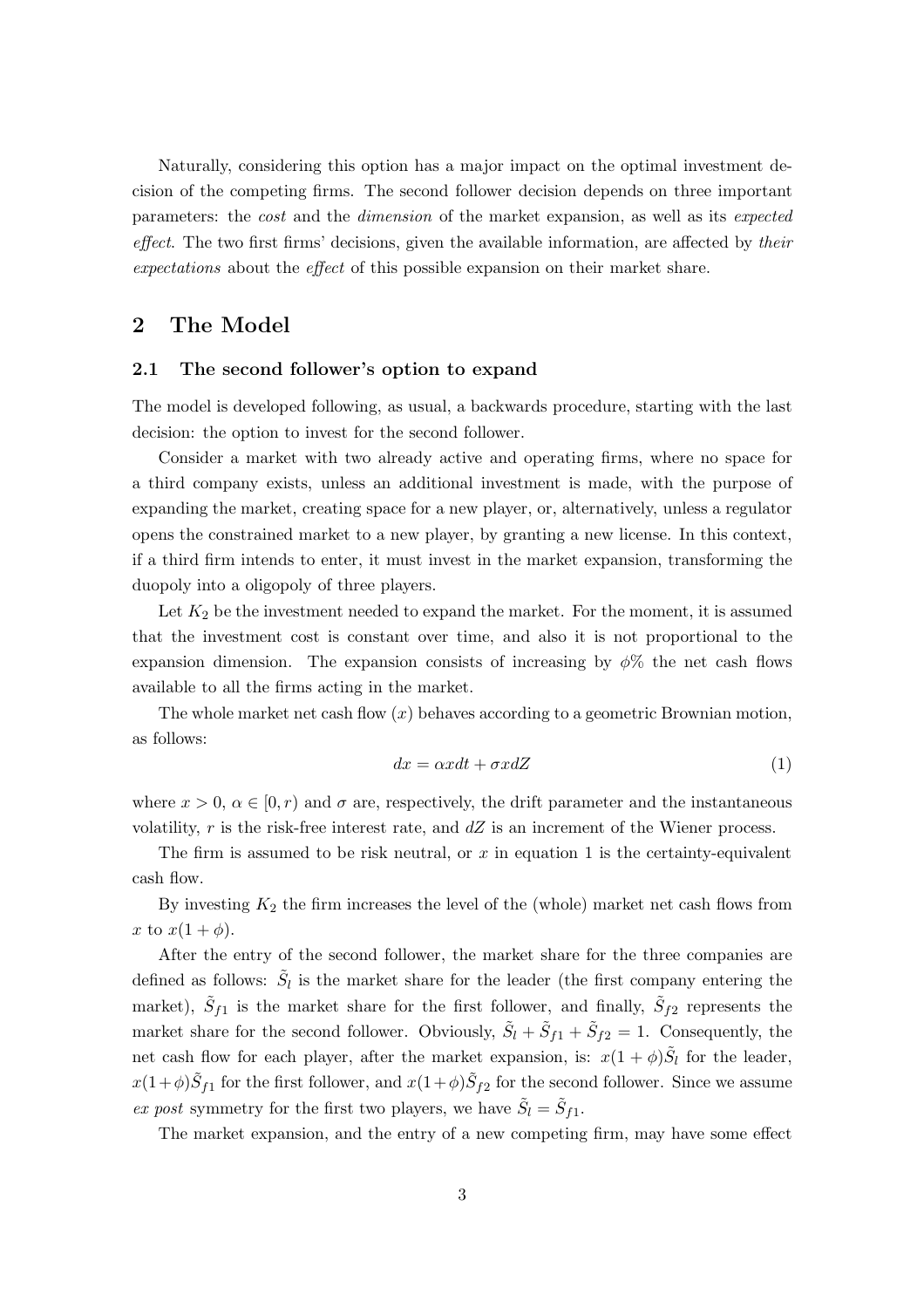Naturally, considering this option has a major impact on the optimal investment decision of the competing firms. The second follower decision depends on three important parameters: the *cost* and the *dimension* of the market expansion, as well as its *expected effect*. The two first firms' decisions, given the available information, are affected by *their expectations* about the *effect* of this possible expansion on their market share.

## 2 The Model

### 2.1 The second follower's option to expand

The model is developed following, as usual, a backwards procedure, starting with the last decision: the option to invest for the second follower.

Consider a market with two already active and operating firms, where no space for a third company exists, unless an additional investment is made, with the purpose of expanding the market, creating space for a new player, or, alternatively, unless a regulator opens the constrained market to a new player, by granting a new license. In this context, if a third firm intends to enter, it must invest in the market expansion, transforming the duopoly into a oligopoly of three players.

Let $K_2$ be the investment needed to expand the market. For the moment, it is assumed that the investment cost is constant over time, and also it is not proportional to the expansion dimension. The expansion consists of increasing by $\phi\%$ the net cash flows available to all the firms acting in the market.

The whole market net cash flow ($x$) behaves according to a geometric Brownian motion, as follows:

$$dx = \alpha x dt + \sigma x dZ \tag{1}$$

where $x > 0$, $\alpha \in [0, r)$ and $\sigma$ are, respectively, the drift parameter and the instantaneous volatility, $r$ is the risk-free interest rate, and $dZ$ is an increment of the Wiener process.

The firm is assumed to be risk neutral, or $x$ in equation 1 is the certainty-equivalent cash flow.

By investing $K_2$ the firm increases the level of the (whole) market net cash flows from $x$ to $x(1 + \phi)$.

After the entry of the second follower, the market share for the three companies are defined as follows: $\tilde{S}_l$ is the market share for the leader (the first company entering the market), $\tilde{S}_{f1}$ is the market share for the first follower, and finally, $\tilde{S}_{f2}$ represents the market share for the second follower. Obviously, $\tilde{S}_l + \tilde{S}_{f1} + \tilde{S}_{f2} = 1$. Consequently, the net cash flow for each player, after the market expansion, is: $x(1 + \phi)\tilde{S}_l$ for the leader, $x(1+\phi)\tilde{S}_{f1}$ for the first follower, and $x(1+\phi)\tilde{S}_{f2}$ for the second follower. Since we assume *ex post* symmetry for the first two players, we have $\tilde{S}_l = \tilde{S}_{f1}$.

The market expansion, and the entry of a new competing firm, may have some effect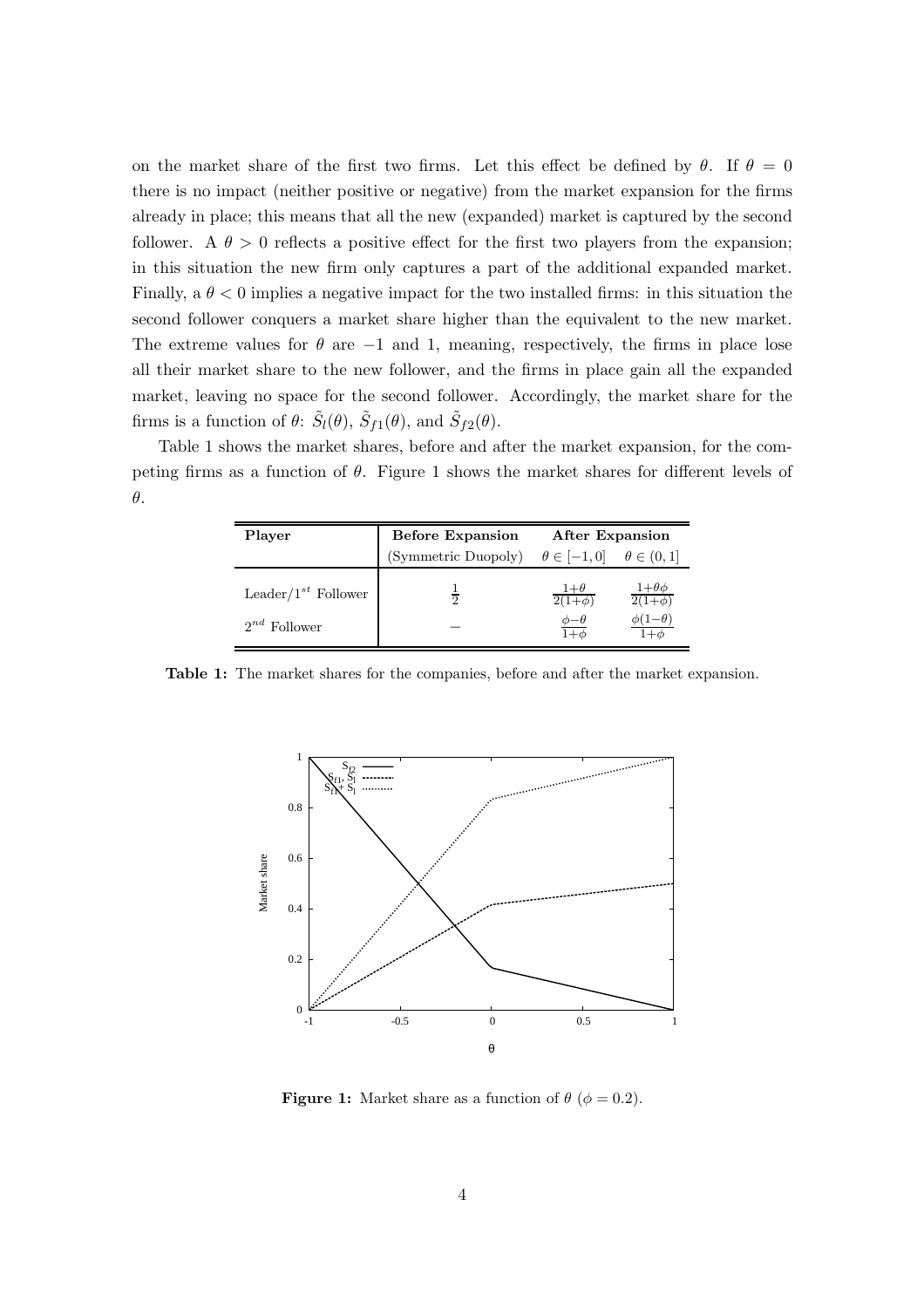on the market share of the first two firms. Let this effect be defined by $\theta$. If $\theta = 0$ there is no impact (neither positive or negative) from the market expansion for the firms already in place; this means that all the new (expanded) market is captured by the second follower. A $\theta > 0$ reflects a positive effect for the first two players from the expansion; in this situation the new firm only captures a part of the additional expanded market. Finally, a $\theta < 0$ implies a negative impact for the two installed firms: in this situation the second follower conquers a market share higher than the equivalent to the new market. The extreme values for $\theta$ are $-1$ and 1, meaning, respectively, the firms in place lose all their market share to the new follower, and the firms in place gain all the expanded market, leaving no space for the second follower. Accordingly, the market share for the firms is a function of $\theta$: $\tilde{S}_l(\theta)$, $\tilde{S}_{f1}(\theta)$, and $\tilde{S}_{f2}(\theta)$.

Table 1 shows the market shares, before and after the market expansion, for the competing firms as a function of $\theta$. Figure 1 shows the market shares for different levels of $\theta$.

| **Player** | **Before Expansion** | **After Expansion** | |
|---|---|---|---|
| | (Symmetric Duopoly) | $\theta \in [-1, 0]$ | $\theta \in (0, 1]$ |
| Leader/$1^{st}$ Follower | $\frac{1}{2}$ | $\frac{1+\theta}{2(1+\phi)}$ | $\frac{1+\theta\phi}{2(1+\phi)}$ |
| $2^{nd}$ Follower | – | $\frac{\phi-\theta}{1+\phi}$ | $\frac{\phi(1-\theta)}{1+\phi}$ |

**Table 1:** The market shares for the companies, before and after the market expansion.

**Figure 1:** Market share as a function of $\theta$ ($\phi = 0.2$).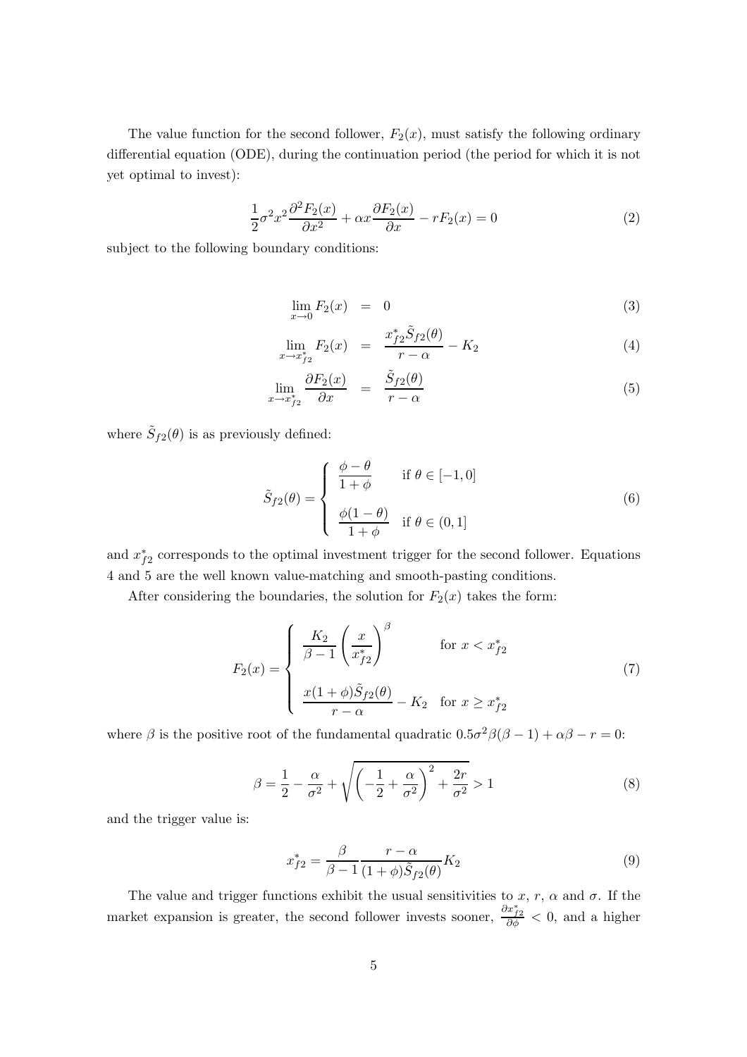The value function for the second follower, $F_2(x)$, must satisfy the following ordinary differential equation (ODE), during the continuation period (the period for which it is not yet optimal to invest):

$$\frac{1}{2}\sigma^2 x^2 \frac{\partial^2 F_2(x)}{\partial x^2} + \alpha x \frac{\partial F_2(x)}{\partial x} - rF_2(x) = 0 \tag{2}$$

subject to the following boundary conditions:

$$\lim_{x \to 0} F_2(x) = 0 \tag{3}$$

$$\lim_{x \to x^*_{f2}} F_2(x) = \frac{x^*_{f2} \tilde{S}_{f2}(\theta)}{r - \alpha} - K_2 \tag{4}$$

$$\lim_{x \to x^*_{f2}} \frac{\partial F_2(x)}{\partial x} = \frac{\tilde{S}_{f2}(\theta)}{r - \alpha} \tag{5}$$

where $\tilde{S}_{f2}(\theta)$ is as previously defined:

$$\tilde{S}_{f2}(\theta) = \begin{cases} \dfrac{\phi - \theta}{1 + \phi} & \text{if } \theta \in [-1, 0] \\[2ex] \dfrac{\phi(1 - \theta)}{1 + \phi} & \text{if } \theta \in (0, 1] \end{cases} \tag{6}$$

and $x^*_{f2}$ corresponds to the optimal investment trigger for the second follower. Equations 4 and 5 are the well known value-matching and smooth-pasting conditions.

After considering the boundaries, the solution for $F_2(x)$ takes the form:

$$F_2(x) = \begin{cases} \dfrac{K_2}{\beta - 1} \left( \dfrac{x}{x^*_{f2}} \right)^{\beta} & \text{for } x < x^*_{f2} \\[2ex] \dfrac{x(1 + \phi)\tilde{S}_{f2}(\theta)}{r - \alpha} - K_2 & \text{for } x \geq x^*_{f2} \end{cases} \tag{7}$$

where $\beta$ is the positive root of the fundamental quadratic $0.5\sigma^2\beta(\beta - 1) + \alpha\beta - r = 0$:

$$\beta = \frac{1}{2} - \frac{\alpha}{\sigma^2} + \sqrt{\left( -\frac{1}{2} + \frac{\alpha}{\sigma^2} \right)^2 + \frac{2r}{\sigma^2}} > 1 \tag{8}$$

and the trigger value is:

$$x^*_{f2} = \frac{\beta}{\beta - 1} \frac{r - \alpha}{(1 + \phi)\tilde{S}_{f2}(\theta)} K_2 \tag{9}$$

The value and trigger functions exhibit the usual sensitivities to $x$, $r$, $\alpha$ and $\sigma$. If the market expansion is greater, the second follower invests sooner, $\frac{\partial x^*_{f2}}{\partial \phi} < 0$, and a higher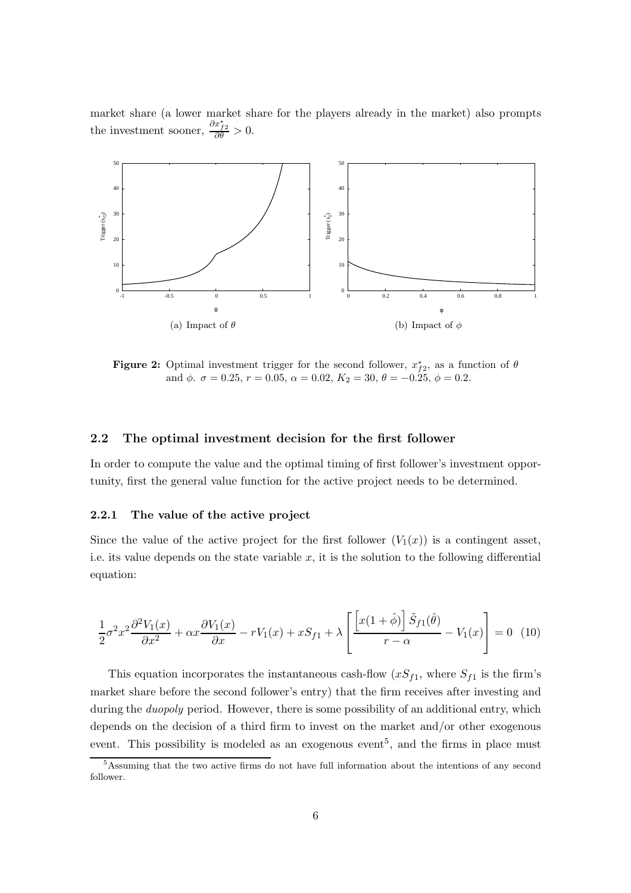market share (a lower market share for the players already in the market) also prompts the investment sooner, $\frac{\partial x^*_{f2}}{\partial \theta} > 0$.

(a) Impact of $\theta$

(b) Impact of $\phi$

**Figure 2:** Optimal investment trigger for the second follower, $x^*_{f2}$, as a function of $\theta$ and $\phi$. $\sigma = 0.25$, $r = 0.05$, $\alpha = 0.02$, $K_2 = 30$, $\theta = -0.25$, $\phi = 0.2$.

## 2.2 The optimal investment decision for the first follower

In order to compute the value and the optimal timing of first follower's investment opportunity, first the general value function for the active project needs to be determined.

### 2.2.1 The value of the active project

Since the value of the active project for the first follower ($V_1(x)$) is a contingent asset, i.e. its value depends on the state variable $x$, it is the solution to the following differential equation:

$$\frac{1}{2}\sigma^2 x^2 \frac{\partial^2 V_1(x)}{\partial x^2} + \alpha x \frac{\partial V_1(x)}{\partial x} - rV_1(x) + xS_{f1} + \lambda \left[ \frac{\left[x(1+\hat{\phi})\right] \tilde{S}_{f1}(\hat{\theta})}{r-\alpha} - V_1(x) \right] = 0 \quad (10)$$

This equation incorporates the instantaneous cash-flow ($xS_{f1}$, where $S_{f1}$ is the firm's market share before the second follower's entry) that the firm receives after investing and during the *duopoly* period. However, there is some possibility of an additional entry, which depends on the decision of a third firm to invest on the market and/or other exogenous event. This possibility is modeled as an exogenous event[5], and the firms in place must

[5] Assuming that the two active firms do not have full information about the intentions of any second follower.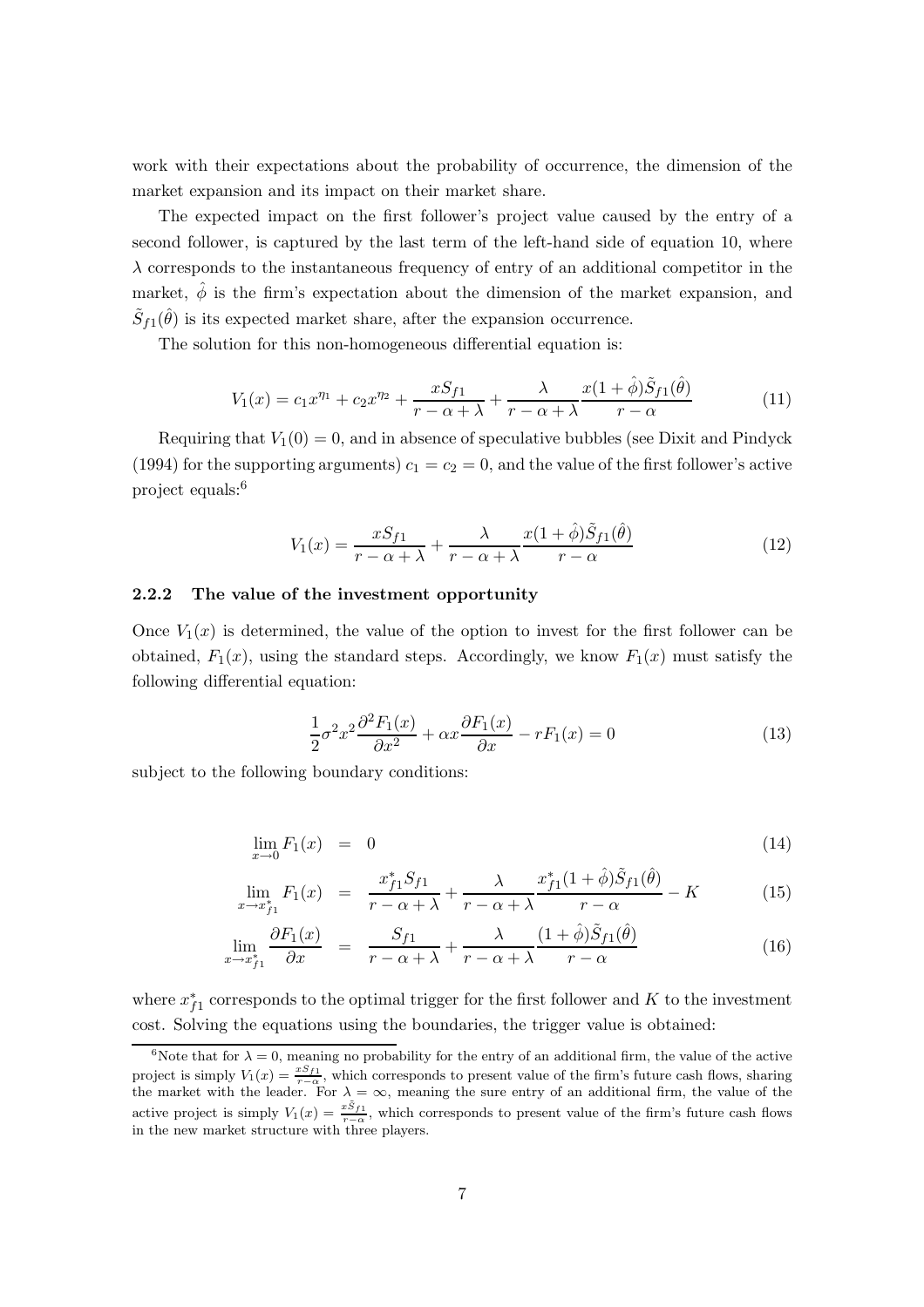work with their expectations about the probability of occurrence, the dimension of the market expansion and its impact on their market share.

The expected impact on the first follower's project value caused by the entry of a second follower, is captured by the last term of the left-hand side of equation 10, where $\lambda$ corresponds to the instantaneous frequency of entry of an additional competitor in the market, $\hat{\phi}$ is the firm's expectation about the dimension of the market expansion, and $\tilde{S}_{f1}(\hat{\theta})$ is its expected market share, after the expansion occurrence.

The solution for this non-homogeneous differential equation is:

$$V_1(x) = c_1 x^{\eta_1} + c_2 x^{\eta_2} + \frac{x S_{f1}}{r - \alpha + \lambda} + \frac{\lambda}{r - \alpha + \lambda} \frac{x(1 + \hat{\phi})\tilde{S}_{f1}(\hat{\theta})}{r - \alpha} \tag{11}$$

Requiring that $V_1(0) = 0$, and in absence of speculative bubbles (see Dixit and Pindyck (1994) for the supporting arguments) $c_1 = c_2 = 0$, and the value of the first follower's active project equals:[6]

$$V_1(x) = \frac{x S_{f1}}{r - \alpha + \lambda} + \frac{\lambda}{r - \alpha + \lambda} \frac{x(1 + \hat{\phi})\tilde{S}_{f1}(\hat{\theta})}{r - \alpha} \tag{12}$$

### 2.2.2 The value of the investment opportunity

Once $V_1(x)$ is determined, the value of the option to invest for the first follower can be obtained, $F_1(x)$, using the standard steps. Accordingly, we know $F_1(x)$ must satisfy the following differential equation:

$$\frac{1}{2}\sigma^2 x^2 \frac{\partial^2 F_1(x)}{\partial x^2} + \alpha x \frac{\partial F_1(x)}{\partial x} - r F_1(x) = 0 \tag{13}$$

subject to the following boundary conditions:

$$\lim_{x \to 0} F_1(x) = 0 \tag{14}$$

$$\lim_{x \to x^*_{f1}} F_1(x) = \frac{x^*_{f1} S_{f1}}{r - \alpha + \lambda} + \frac{\lambda}{r - \alpha + \lambda} \frac{x^*_{f1}(1 + \hat{\phi})\tilde{S}_{f1}(\hat{\theta})}{r - \alpha} - K \tag{15}$$

$$\lim_{x \to x^*_{f1}} \frac{\partial F_1(x)}{\partial x} = \frac{S_{f1}}{r - \alpha + \lambda} + \frac{\lambda}{r - \alpha + \lambda} \frac{(1 + \hat{\phi})\tilde{S}_{f1}(\hat{\theta})}{r - \alpha} \tag{16}$$

where $x^*_{f1}$ corresponds to the optimal trigger for the first follower and $K$ to the investment cost. Solving the equations using the boundaries, the trigger value is obtained:

[6] Note that for $\lambda = 0$, meaning no probability for the entry of an additional firm, the value of the active project is simply $V_1(x) = \frac{x S_{f1}}{r - \alpha}$, which corresponds to present value of the firm's future cash flows, sharing the market with the leader. For $\lambda = \infty$, meaning the sure entry of an additional firm, the value of the active project is simply $V_1(x) = \frac{x \tilde{S}_{f1}}{r - \alpha}$, which corresponds to present value of the firm's future cash flows in the new market structure with three players.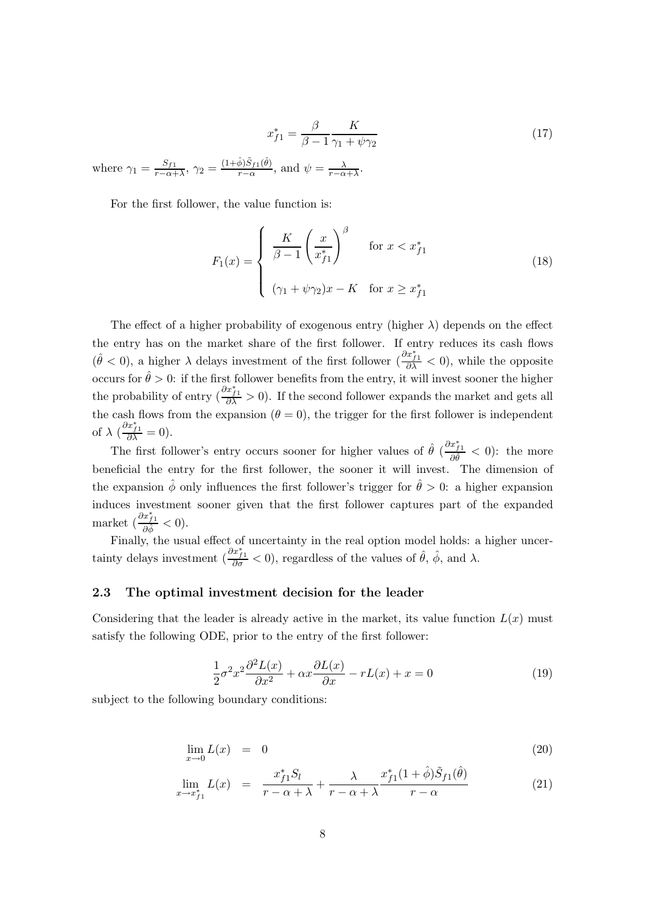$$x^*_{f1} = \frac{\beta}{\beta - 1} \frac{K}{\gamma_1 + \psi\gamma_2} \tag{17}$$

where $\gamma_1 = \frac{S_{f1}}{r-\alpha+\lambda}$, $\gamma_2 = \frac{(1+\hat{\phi})\tilde{S}_{f1}(\hat{\theta})}{r-\alpha}$, and $\psi = \frac{\lambda}{r-\alpha+\lambda}$.

For the first follower, the value function is:

$$F_1(x) = \begin{cases} \dfrac{K}{\beta - 1}\left(\dfrac{x}{x^*_{f1}}\right)^{\beta} & \text{for } x < x^*_{f1} \\ (\gamma_1 + \psi\gamma_2)x - K & \text{for } x \geq x^*_{f1} \end{cases} \tag{18}$$

The effect of a higher probability of exogenous entry (higher $\lambda$) depends on the effect the entry has on the market share of the first follower. If entry reduces its cash flows ($\hat{\theta} < 0$), a higher $\lambda$ delays investment of the first follower ($\frac{\partial x^*_{f1}}{\partial \lambda} < 0$), while the opposite occurs for $\hat{\theta} > 0$: if the first follower benefits from the entry, it will invest sooner the higher the probability of entry ($\frac{\partial x^*_{f1}}{\partial \lambda} > 0$). If the second follower expands the market and gets all the cash flows from the expansion ($\theta = 0$), the trigger for the first follower is independent of $\lambda$ ($\frac{\partial x^*_{f1}}{\partial \lambda} = 0$).

The first follower's entry occurs sooner for higher values of $\hat{\theta}$ ($\frac{\partial x^*_{f1}}{\partial \hat{\theta}} < 0$): the more beneficial the entry for the first follower, the sooner it will invest. The dimension of the expansion $\hat{\phi}$ only influences the first follower's trigger for $\hat{\theta} > 0$: a higher expansion induces investment sooner given that the first follower captures part of the expanded market ($\frac{\partial x^*_{f1}}{\partial \hat{\phi}} < 0$).

Finally, the usual effect of uncertainty in the real option model holds: a higher uncertainty delays investment ($\frac{\partial x^*_{f1}}{\partial \sigma} < 0$), regardless of the values of $\hat{\theta}$, $\hat{\phi}$, and $\lambda$.

### 2.3 The optimal investment decision for the leader

Considering that the leader is already active in the market, its value function $L(x)$ must satisfy the following ODE, prior to the entry of the first follower:

$$\frac{1}{2}\sigma^2 x^2 \frac{\partial^2 L(x)}{\partial x^2} + \alpha x \frac{\partial L(x)}{\partial x} - rL(x) + x = 0 \tag{19}$$

subject to the following boundary conditions:

$$\lim_{x \to 0} L(x) = 0 \tag{20}$$

$$\lim_{x \to x^*_{f1}} L(x) = \frac{x^*_{f1} S_l}{r - \alpha + \lambda} + \frac{\lambda}{r - \alpha + \lambda} \frac{x^*_{f1}(1 + \hat{\phi})\tilde{S}_{f1}(\hat{\theta})}{r - \alpha} \tag{21}$$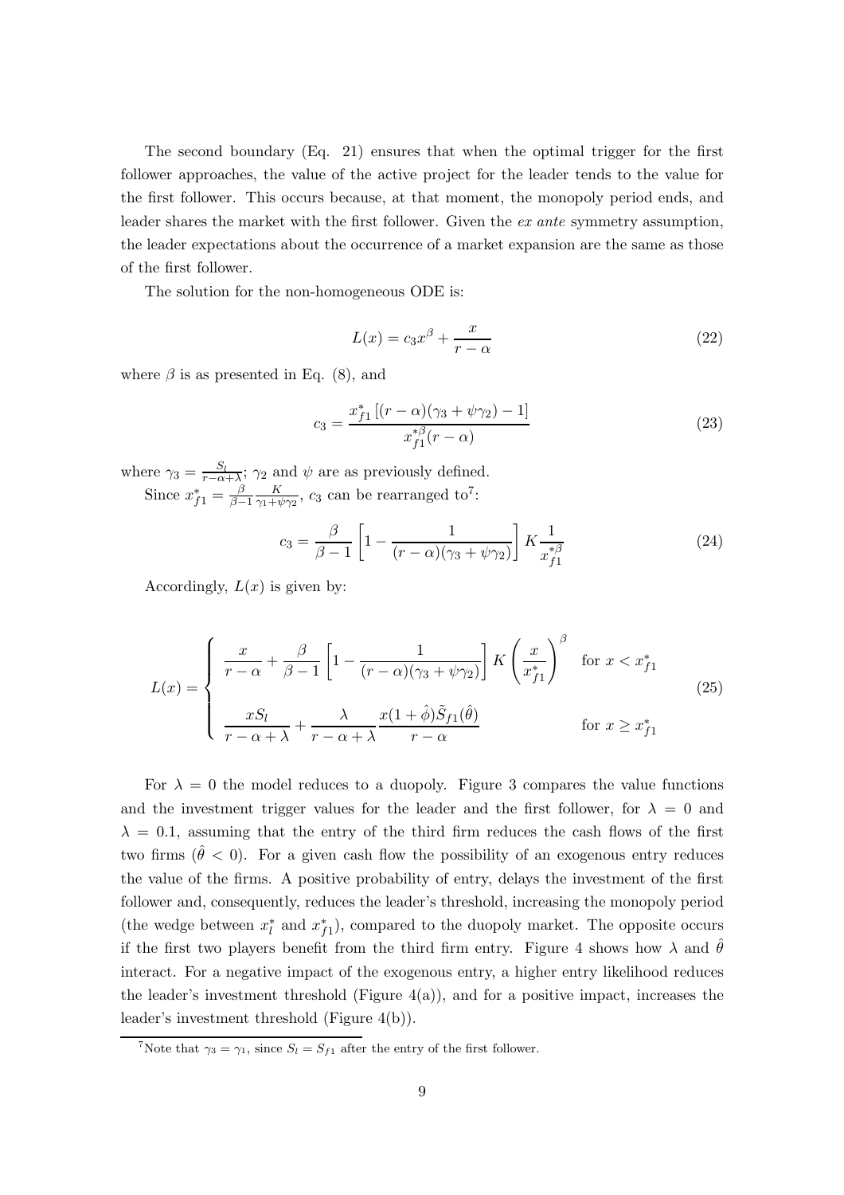The second boundary (Eq. 21) ensures that when the optimal trigger for the first follower approaches, the value of the active project for the leader tends to the value for the first follower. This occurs because, at that moment, the monopoly period ends, and leader shares the market with the first follower. Given the *ex ante* symmetry assumption, the leader expectations about the occurrence of a market expansion are the same as those of the first follower.

The solution for the non-homogeneous ODE is:

$$L(x) = c_3 x^{\beta} + \frac{x}{r-\alpha} \tag{22}$$

where $\beta$ is as presented in Eq. (8), and

$$c_3 = \frac{x_{f1}^{*}\left[(r-\alpha)(\gamma_3 + \psi\gamma_2) - 1\right]}{x_{f1}^{*\beta}(r-\alpha)} \tag{23}$$

where $\gamma_3 = \frac{S_l}{r-\alpha+\lambda}$; $\gamma_2$ and $\psi$ are as previously defined.

Since $x_{f1}^{*} = \frac{\beta}{\beta-1}\frac{K}{\gamma_1+\psi\gamma_2}$, $c_3$ can be rearranged to[7]:

$$c_3 = \frac{\beta}{\beta-1}\left[1 - \frac{1}{(r-\alpha)(\gamma_3+\psi\gamma_2)}\right] K \frac{1}{x_{f1}^{*\beta}} \tag{24}$$

Accordingly, $L(x)$ is given by:

$$L(x) = \begin{cases} \dfrac{x}{r-\alpha} + \dfrac{\beta}{\beta-1}\left[1 - \dfrac{1}{(r-\alpha)(\gamma_3+\psi\gamma_2)}\right] K \left(\dfrac{x}{x_{f1}^{*}}\right)^{\beta} & \text{for } x < x_{f1}^{*} \\[2ex] \dfrac{xS_l}{r-\alpha+\lambda} + \dfrac{\lambda}{r-\alpha+\lambda}\dfrac{x(1+\hat{\phi})\tilde{S}_{f1}(\hat{\theta})}{r-\alpha} & \text{for } x \geq x_{f1}^{*} \end{cases} \tag{25}$$

For $\lambda = 0$ the model reduces to a duopoly. Figure 3 compares the value functions and the investment trigger values for the leader and the first follower, for $\lambda = 0$ and $\lambda = 0.1$, assuming that the entry of the third firm reduces the cash flows of the first two firms ($\hat{\theta} < 0$). For a given cash flow the possibility of an exogenous entry reduces the value of the firms. A positive probability of entry, delays the investment of the first follower and, consequently, reduces the leader's threshold, increasing the monopoly period (the wedge between $x_l^{*}$ and $x_{f1}^{*}$), compared to the duopoly market. The opposite occurs if the first two players benefit from the third firm entry. Figure 4 shows how $\lambda$ and $\hat{\theta}$ interact. For a negative impact of the exogenous entry, a higher entry likelihood reduces the leader's investment threshold (Figure 4(a)), and for a positive impact, increases the leader's investment threshold (Figure 4(b)).

[7] Note that $\gamma_3 = \gamma_1$, since $S_l = S_{f1}$ after the entry of the first follower.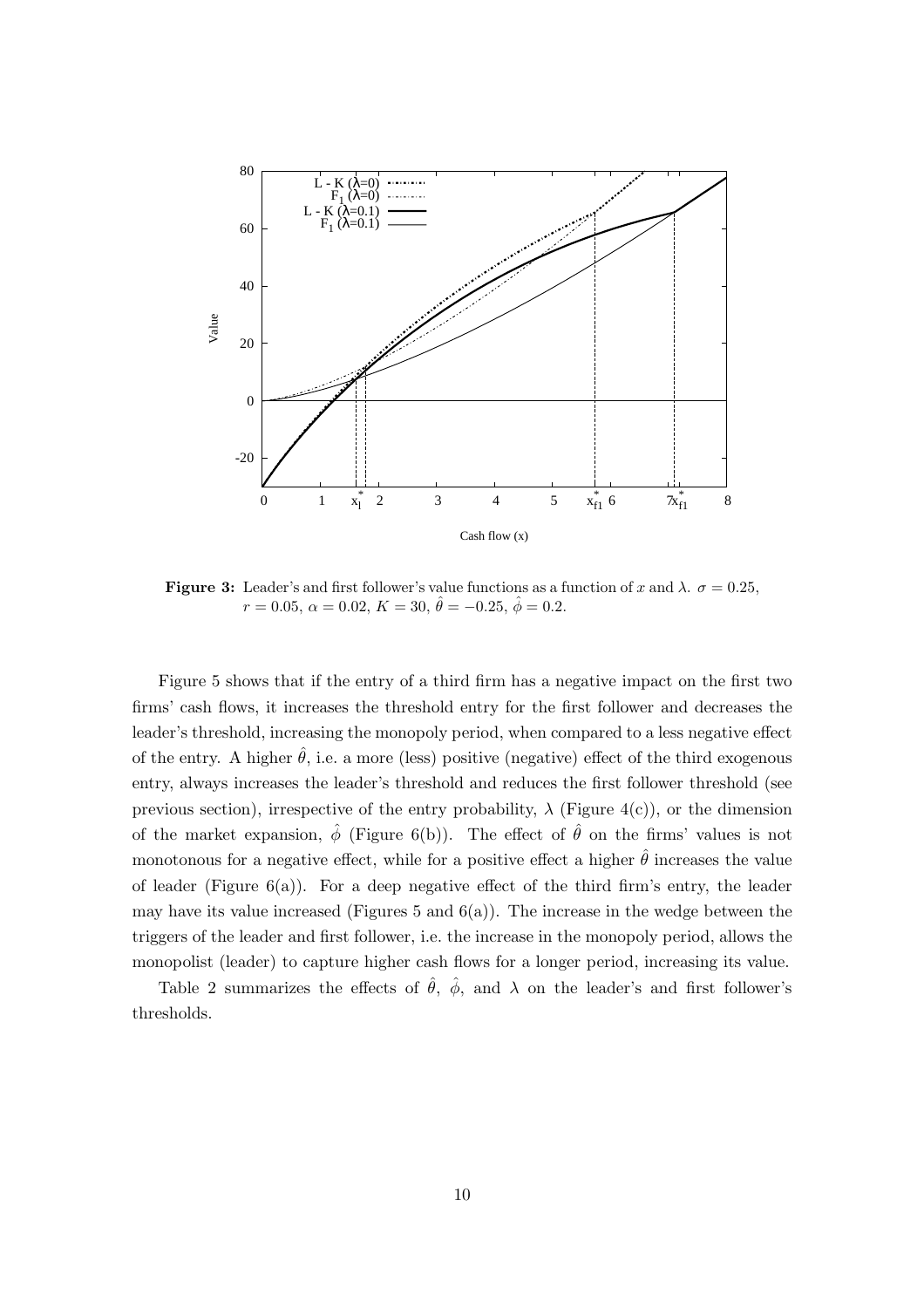**Figure 3:** Leader's and first follower's value functions as a function of $x$ and $\lambda$. $\sigma = 0.25$, $r = 0.05$, $\alpha = 0.02$, $K = 30$, $\hat{\theta} = -0.25$, $\hat{\phi} = 0.2$.

Figure 5 shows that if the entry of a third firm has a negative impact on the first two firms' cash flows, it increases the threshold entry for the first follower and decreases the leader's threshold, increasing the monopoly period, when compared to a less negative effect of the entry. A higher $\hat{\theta}$, i.e. a more (less) positive (negative) effect of the third exogenous entry, always increases the leader's threshold and reduces the first follower threshold (see previous section), irrespective of the entry probability, $\lambda$ (Figure 4(c)), or the dimension of the market expansion, $\hat{\phi}$ (Figure 6(b)). The effect of $\hat{\theta}$ on the firms' values is not monotonous for a negative effect, while for a positive effect a higher $\hat{\theta}$ increases the value of leader (Figure 6(a)). For a deep negative effect of the third firm's entry, the leader may have its value increased (Figures 5 and 6(a)). The increase in the wedge between the triggers of the leader and first follower, i.e. the increase in the monopoly period, allows the monopolist (leader) to capture higher cash flows for a longer period, increasing its value.

Table 2 summarizes the effects of $\hat{\theta}$, $\hat{\phi}$, and $\lambda$ on the leader's and first follower's thresholds.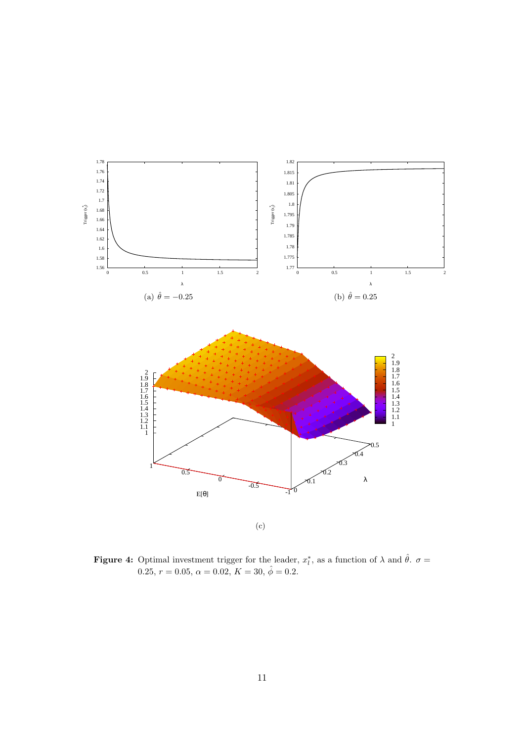(a) $\hat{\theta} = -0.25$

(b) $\hat{\theta} = 0.25$

(c)

**Figure 4:** Optimal investment trigger for the leader, $x_l^*$, as a function of $\lambda$ and $\hat{\theta}$. $\sigma = 0.25$, $r = 0.05$, $\alpha = 0.02$, $K = 30$, $\hat{\phi} = 0.2$.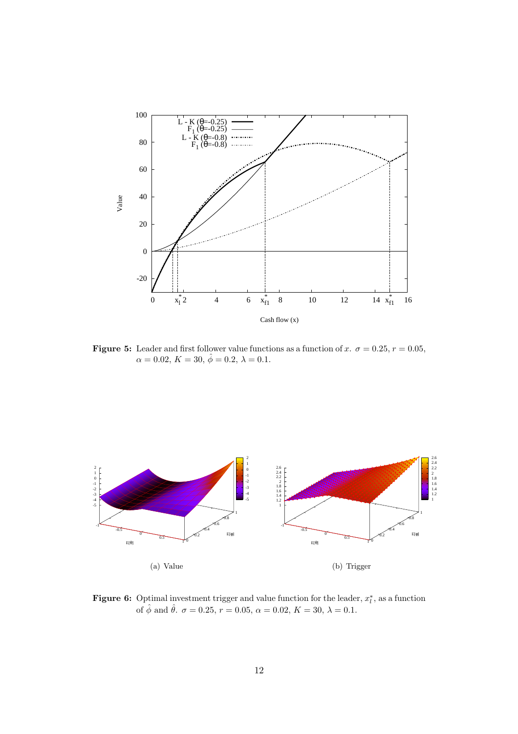**Figure 5:** Leader and first follower value functions as a function of $x$. $\sigma = 0.25$, $r = 0.05$, $\alpha = 0.02$, $K = 30$, $\hat{\phi} = 0.2$, $\lambda = 0.1$.

(a) Value

(b) Trigger

**Figure 6:** Optimal investment trigger and value function for the leader, $x_l^*$, as a function of $\hat{\phi}$ and $\hat{\theta}$. $\sigma = 0.25$, $r = 0.05$, $\alpha = 0.02$, $K = 30$, $\lambda = 0.1$.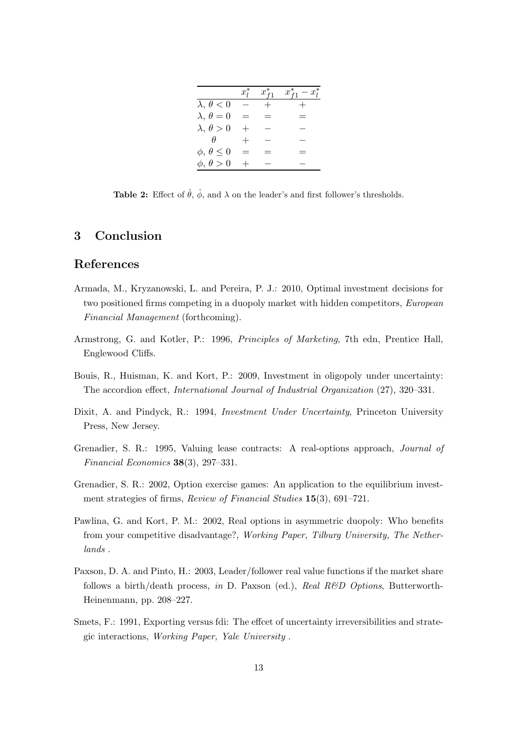| | $x_l^*$ | $x_{f1}^*$ | $x_{f1}^* - x_l^*$ |
|---|---|---|---|
| $\lambda$, $\theta < 0$ | $-$ | $+$ | $+$ |
| $\lambda$, $\theta = 0$ | $=$ | $=$ | $=$ |
| $\lambda$, $\theta > 0$ | $+$ | $-$ | $-$ |
| $\theta$ | $+$ | $-$ | $-$ |
| $\phi$, $\theta \leq 0$ | $=$ | $=$ | $=$ |
| $\phi$, $\theta > 0$ | $+$ | $-$ | $-$ |

**Table 2:** Effect of $\hat{\theta}$, $\hat{\phi}$, and $\lambda$ on the leader's and first follower's thresholds.

## 3 Conclusion

## References

Armada, M., Kryzanowski, L. and Pereira, P. J.: 2010, Optimal investment decisions for two positioned firms competing in a duopoly market with hidden competitors, *European Financial Management* (forthcoming).

Armstrong, G. and Kotler, P.: 1996, *Principles of Marketing*, 7th edn, Prentice Hall, Englewood Cliffs.

Bouis, R., Huisman, K. and Kort, P.: 2009, Investment in oligopoly under uncertainty: The accordion effect, *International Journal of Industrial Organization* (27), 320–331.

Dixit, A. and Pindyck, R.: 1994, *Investment Under Uncertainty*, Princeton University Press, New Jersey.

Grenadier, S. R.: 1995, Valuing lease contracts: A real-options approach, *Journal of Financial Economics* **38**(3), 297–331.

Grenadier, S. R.: 2002, Option exercise games: An application to the equilibrium investment strategies of firms, *Review of Financial Studies* **15**(3), 691–721.

Pawlina, G. and Kort, P. M.: 2002, Real options in asymmetric duopoly: Who benefits from your competitive disadvantage?, *Working Paper, Tilburg University, The Netherlands* .

Paxson, D. A. and Pinto, H.: 2003, Leader/follower real value functions if the market share follows a birth/death process, *in* D. Paxson (ed.), *Real R&D Options*, Butterworth-Heinenmann, pp. 208–227.

Smets, F.: 1991, Exporting versus fdi: The effcet of uncertainty irreversibilities and strategic interactions, *Working Paper, Yale University* .